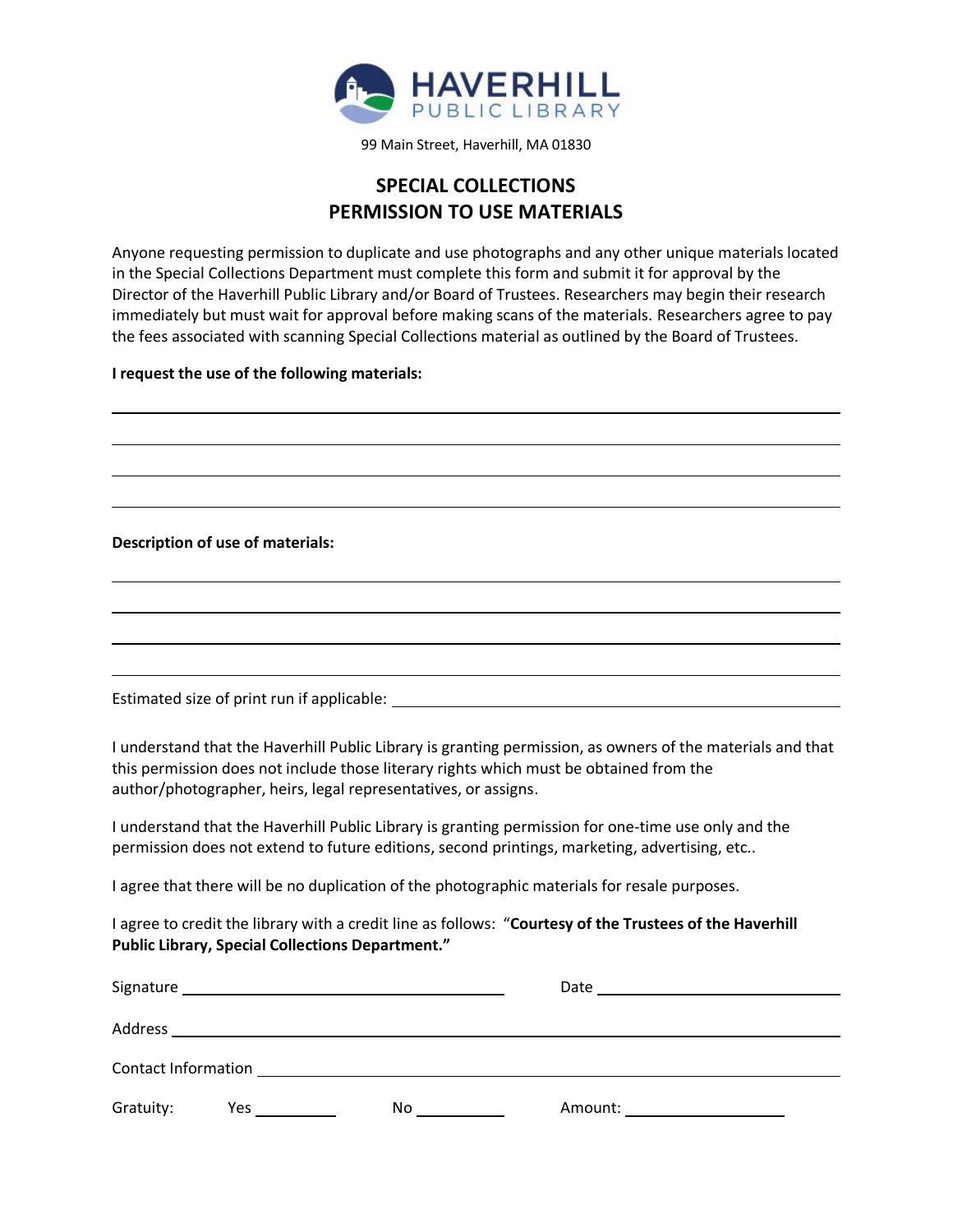# HAVERHILL PUBLIC LIBRARY

99 Main Street, Haverhill, MA 01830

## SPECIAL COLLECTIONS
## PERMISSION TO USE MATERIALS

Anyone requesting permission to duplicate and use photographs and any other unique materials located in the Special Collections Department must complete this form and submit it for approval by the Director of the Haverhill Public Library and/or Board of Trustees. Researchers may begin their research immediately but must wait for approval before making scans of the materials. Researchers agree to pay the fees associated with scanning Special Collections material as outlined by the Board of Trustees.

**I request the use of the following materials:**

______________________________________________________________________

______________________________________________________________________

______________________________________________________________________

______________________________________________________________________

**Description of use of materials:**

______________________________________________________________________

______________________________________________________________________

______________________________________________________________________

______________________________________________________________________

Estimated size of print run if applicable: ______________________________

I understand that the Haverhill Public Library is granting permission, as owners of the materials and that this permission does not include those literary rights which must be obtained from the author/photographer, heirs, legal representatives, or assigns.

I understand that the Haverhill Public Library is granting permission for one-time use only and the permission does not extend to future editions, second printings, marketing, advertising, etc..

I agree that there will be no duplication of the photographic materials for resale purposes.

I agree to credit the library with a credit line as follows: "**Courtesy of the Trustees of the Haverhill Public Library, Special Collections Department."**

Signature ______________________________ Date ____________________

Address ______________________________________________________________

Contact Information ___________________________________________________

Gratuity: Yes __________ No __________ Amount: ____________________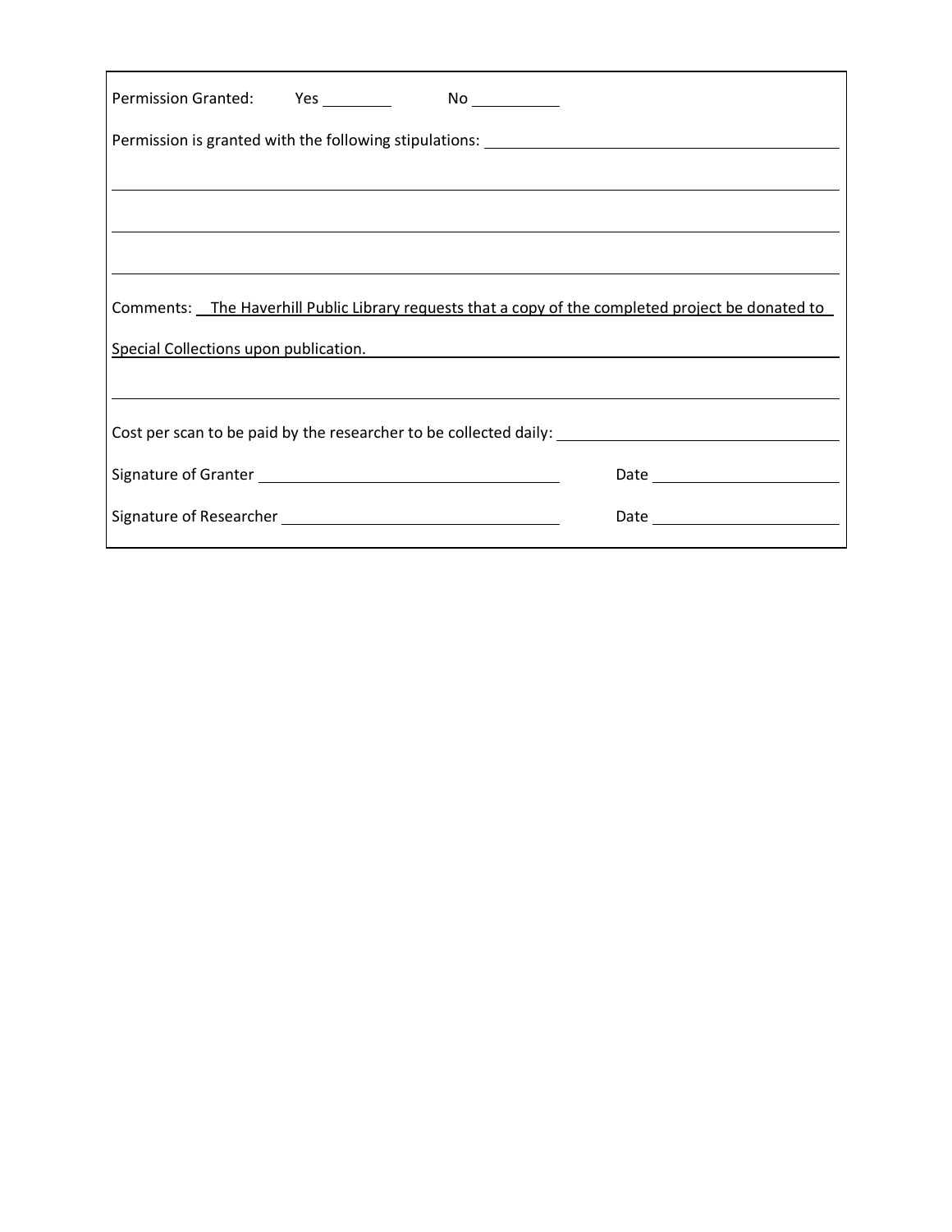Permission Granted: Yes ________ No __________

Permission is granted with the following stipulations: ________________________________________

_______________________________________________________________________________

_______________________________________________________________________________

_______________________________________________________________________________

Comments: The Haverhill Public Library requests that a copy of the completed project be donated to Special Collections upon publication.

_______________________________________________________________________________

Cost per scan to be paid by the researcher to be collected daily: ______________________________

Signature of Granter ___________________________________ Date ______________________

Signature of Researcher ________________________________ Date ______________________